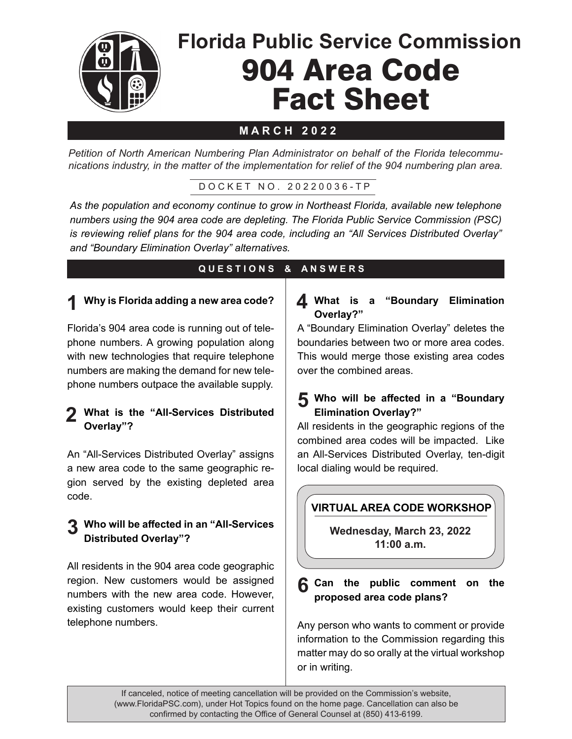# Florida Public Service Commission

# 904 Area Code Fact Sheet

**MARCH 2022**

*Petition of North American Numbering Plan Administrator on behalf of the Florida telecommunications industry, in the matter of the implementation for relief of the 904 numbering plan area.*

DOCKET NO. 20220036-TP

*As the population and economy continue to grow in Northeast Florida, available new telephone numbers using the 904 area code are depleting. The Florida Public Service Commission (PSC) is reviewing relief plans for the 904 area code, including an "All Services Distributed Overlay" and "Boundary Elimination Overlay" alternatives.*

## QUESTIONS & ANSWERS

### 1 Why is Florida adding a new area code?

Florida's 904 area code is running out of telephone numbers. A growing population along with new technologies that require telephone numbers are making the demand for new telephone numbers outpace the available supply.

### 2 What is the "All-Services Distributed Overlay"?

An "All-Services Distributed Overlay" assigns a new area code to the same geographic region served by the existing depleted area code.

### 3 Who will be affected in an "All-Services Distributed Overlay"?

All residents in the 904 area code geographic region. New customers would be assigned numbers with the new area code. However, existing customers would keep their current telephone numbers.

### 4 What is a "Boundary Elimination Overlay?"

A "Boundary Elimination Overlay" deletes the boundaries between two or more area codes. This would merge those existing area codes over the combined areas.

### 5 Who will be affected in a "Boundary Elimination Overlay?"

All residents in the geographic regions of the combined area codes will be impacted. Like an All-Services Distributed Overlay, ten-digit local dialing would be required.

**VIRTUAL AREA CODE WORKSHOP**

**Wednesday, March 23, 2022**
**11:00 a.m.**

### 6 Can the public comment on the proposed area code plans?

Any person who wants to comment or provide information to the Commission regarding this matter may do so orally at the virtual workshop or in writing.

If canceled, notice of meeting cancellation will be provided on the Commission's website, (www.FloridaPSC.com), under Hot Topics found on the home page. Cancellation can also be confirmed by contacting the Office of General Counsel at (850) 413-6199.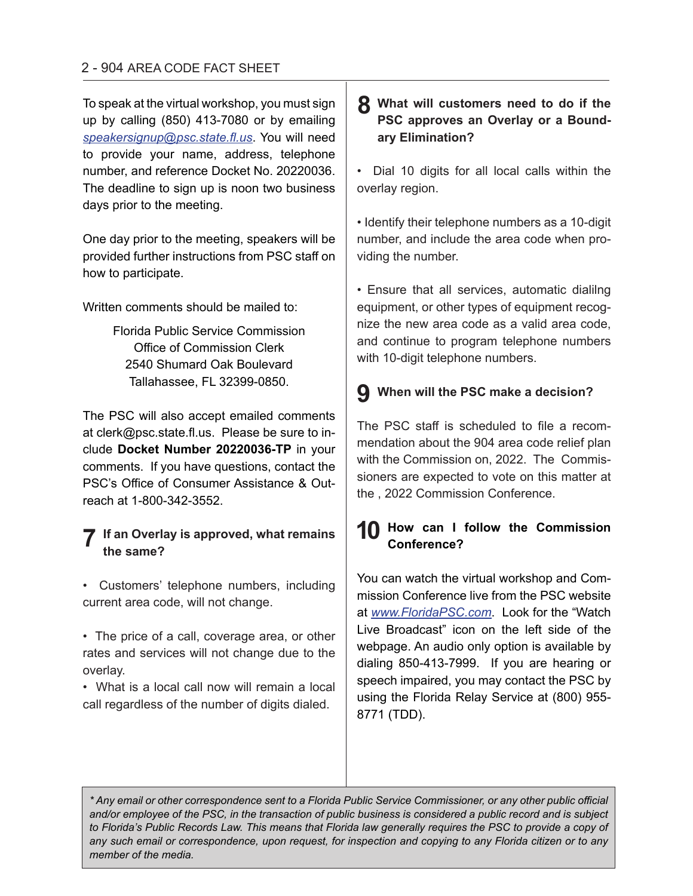To speak at the virtual workshop, you must sign up by calling (850) 413-7080 or by emailing *speakersignup@psc.state.fl.us*. You will need to provide your name, address, telephone number, and reference Docket No. 20220036. The deadline to sign up is noon two business days prior to the meeting.

One day prior to the meeting, speakers will be provided further instructions from PSC staff on how to participate.

Written comments should be mailed to:

Florida Public Service Commission
Office of Commission Clerk
2540 Shumard Oak Boulevard
Tallahassee, FL 32399-0850.

The PSC will also accept emailed comments at clerk@psc.state.fl.us. Please be sure to include **Docket Number 20220036-TP** in your comments. If you have questions, contact the PSC's Office of Consumer Assistance & Outreach at 1-800-342-3552.

## 7 If an Overlay is approved, what remains the same?

- Customers' telephone numbers, including current area code, will not change.

- The price of a call, coverage area, or other rates and services will not change due to the overlay.
- What is a local call now will remain a local call regardless of the number of digits dialed.

## 8 What will customers need to do if the PSC approves an Overlay or a Boundary Elimination?

- Dial 10 digits for all local calls within the overlay region.

- Identify their telephone numbers as a 10-digit number, and include the area code when providing the number.

- Ensure that all services, automatic dialilng equipment, or other types of equipment recognize the new area code as a valid area code, and continue to program telephone numbers with 10-digit telephone numbers.

## 9 When will the PSC make a decision?

The PSC staff is scheduled to file a recommendation about the 904 area code relief plan with the Commission on, 2022. The Commissioners are expected to vote on this matter at the , 2022 Commission Conference.

## 10 How can I follow the Commission Conference?

You can watch the virtual workshop and Commission Conference live from the PSC website at *www.FloridaPSC.com*. Look for the "Watch Live Broadcast" icon on the left side of the webpage. An audio only option is available by dialing 850-413-7999. If you are hearing or speech impaired, you may contact the PSC by using the Florida Relay Service at (800) 955-8771 (TDD).

*\* Any email or other correspondence sent to a Florida Public Service Commissioner, or any other public official and/or employee of the PSC, in the transaction of public business is considered a public record and is subject to Florida's Public Records Law. This means that Florida law generally requires the PSC to provide a copy of any such email or correspondence, upon request, for inspection and copying to any Florida citizen or to any member of the media.*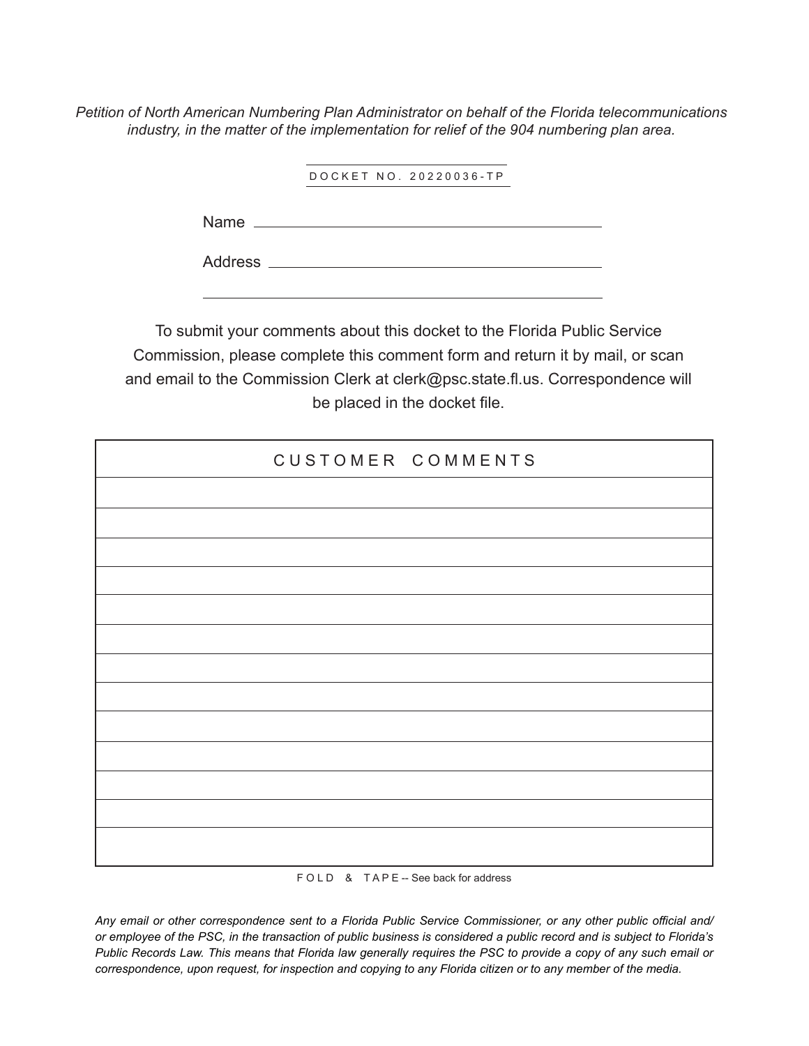*Petition of North American Numbering Plan Administrator on behalf of the Florida telecommunications industry, in the matter of the implementation for relief of the 904 numbering plan area.*

DOCKET NO. 20220036-TP

Name \_\_\_\_\_\_\_\_\_\_\_\_\_\_\_\_\_\_\_\_\_\_\_\_\_\_\_\_\_\_\_\_\_\_\_\_\_\_\_\_

Address \_\_\_\_\_\_\_\_\_\_\_\_\_\_\_\_\_\_\_\_\_\_\_\_\_\_\_\_\_\_\_\_\_\_\_\_\_\_

\_\_\_\_\_\_\_\_\_\_\_\_\_\_\_\_\_\_\_\_\_\_\_\_\_\_\_\_\_\_\_\_\_\_\_\_\_\_\_\_\_\_\_\_\_\_

To submit your comments about this docket to the Florida Public Service Commission, please complete this comment form and return it by mail, or scan and email to the Commission Clerk at clerk@psc.state.fl.us. Correspondence will be placed in the docket file.

| CUSTOMER COMMENTS |
| --- |
| |
| |
| |
| |
| |
| |
| |
| |
| |
| |
| |
| |
| |

FOLD & TAPE -- See back for address

*Any email or other correspondence sent to a Florida Public Service Commissioner, or any other public official and/or employee of the PSC, in the transaction of public business is considered a public record and is subject to Florida's Public Records Law. This means that Florida law generally requires the PSC to provide a copy of any such email or correspondence, upon request, for inspection and copying to any Florida citizen or to any member of the media.*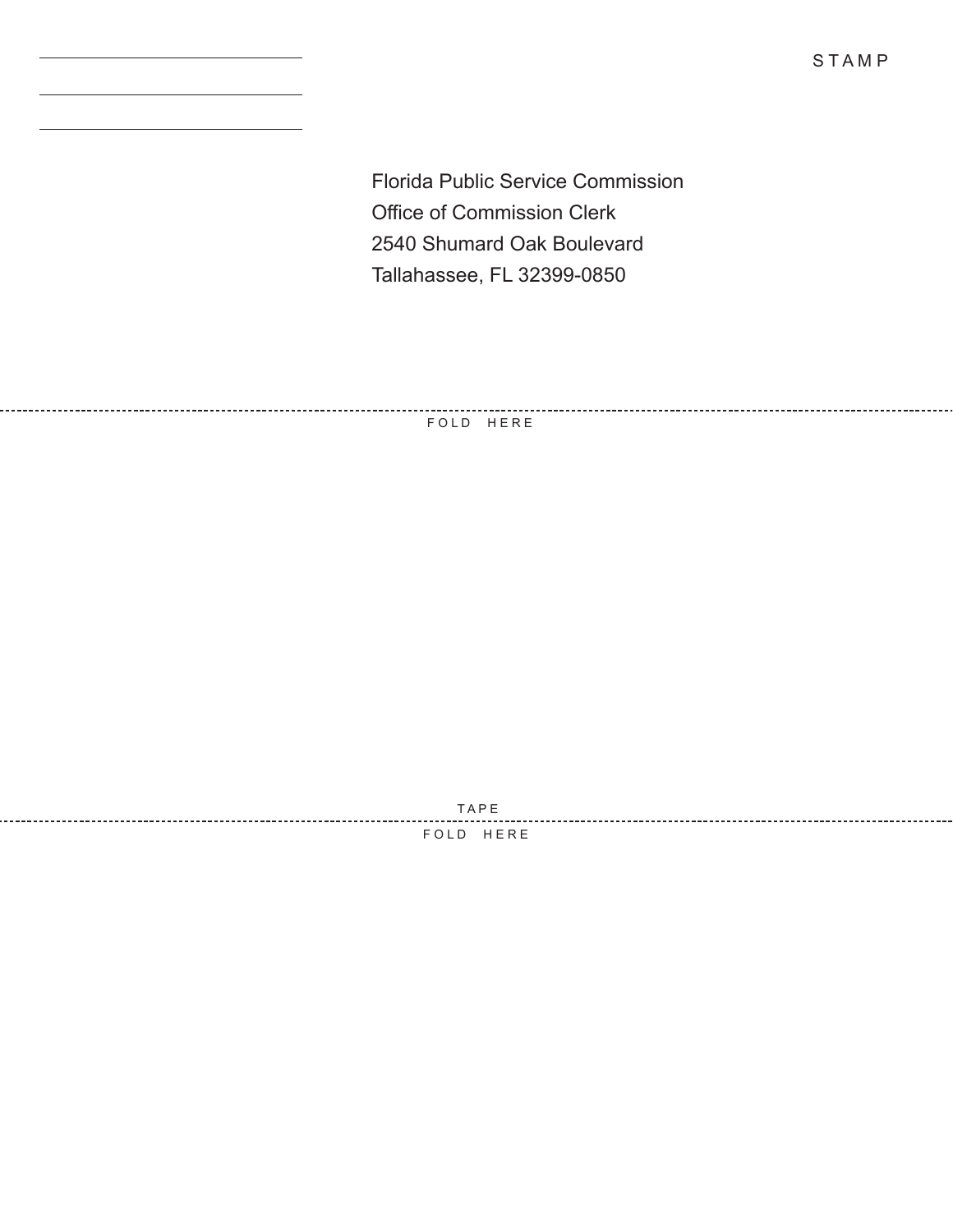STAMP

Florida Public Service Commission
Office of Commission Clerk
2540 Shumard Oak Boulevard
Tallahassee, FL 32399-0850

FOLD HERE

TAPE

FOLD HERE